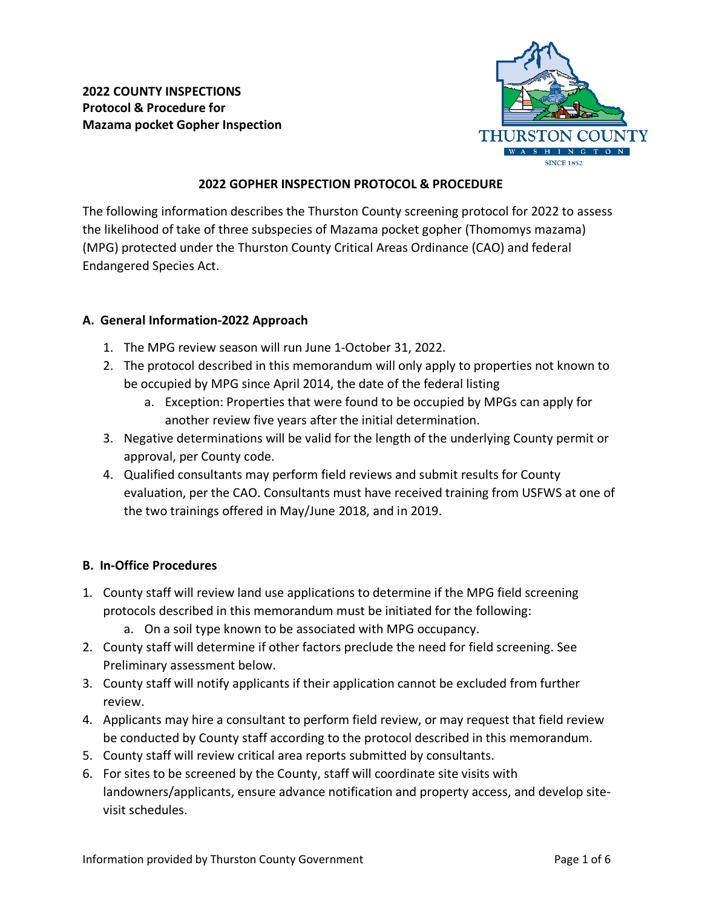**2022 COUNTY INSPECTIONS**
**Protocol & Procedure for**
**Mazama pocket Gopher Inspection**

THURSTON COUNTY
WASHINGTON
SINCE 1852

# 2022 GOPHER INSPECTION PROTOCOL & PROCEDURE

The following information describes the Thurston County screening protocol for 2022 to assess the likelihood of take of three subspecies of Mazama pocket gopher (Thomomys mazama) (MPG) protected under the Thurston County Critical Areas Ordinance (CAO) and federal Endangered Species Act.

## A. General Information-2022 Approach

1. The MPG review season will run June 1-October 31, 2022.
2. The protocol described in this memorandum will only apply to properties not known to be occupied by MPG since April 2014, the date of the federal listing
   a. Exception: Properties that were found to be occupied by MPGs can apply for another review five years after the initial determination.
3. Negative determinations will be valid for the length of the underlying County permit or approval, per County code.
4. Qualified consultants may perform field reviews and submit results for County evaluation, per the CAO. Consultants must have received training from USFWS at one of the two trainings offered in May/June 2018, and in 2019.

## B. In-Office Procedures

1. County staff will review land use applications to determine if the MPG field screening protocols described in this memorandum must be initiated for the following:
   a. On a soil type known to be associated with MPG occupancy.
2. County staff will determine if other factors preclude the need for field screening. See Preliminary assessment below.
3. County staff will notify applicants if their application cannot be excluded from further review.
4. Applicants may hire a consultant to perform field review, or may request that field review be conducted by County staff according to the protocol described in this memorandum.
5. County staff will review critical area reports submitted by consultants.
6. For sites to be screened by the County, staff will coordinate site visits with landowners/applicants, ensure advance notification and property access, and develop site-visit schedules.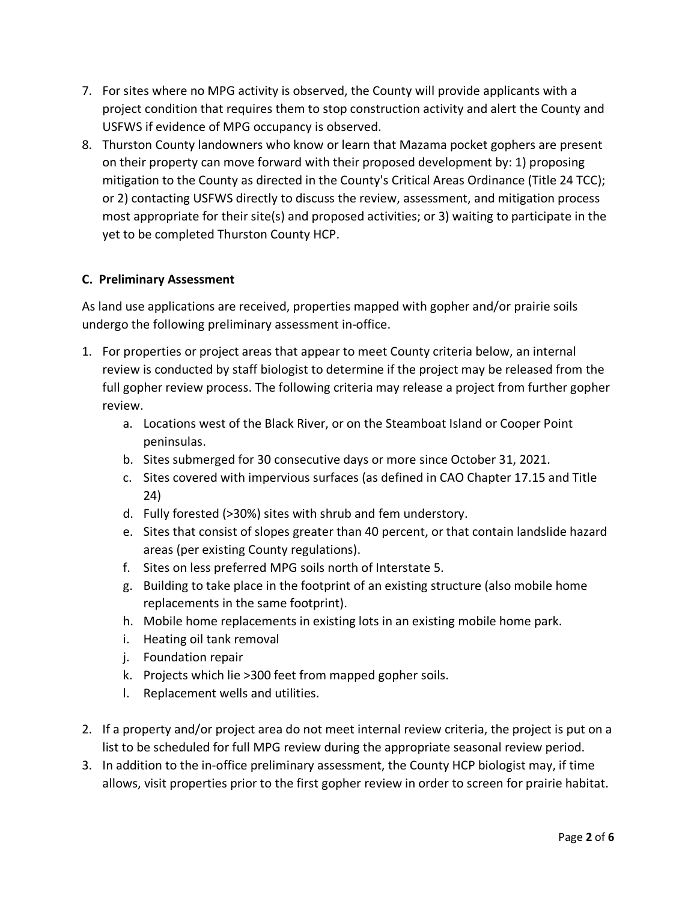7. For sites where no MPG activity is observed, the County will provide applicants with a project condition that requires them to stop construction activity and alert the County and USFWS if evidence of MPG occupancy is observed.
8. Thurston County landowners who know or learn that Mazama pocket gophers are present on their property can move forward with their proposed development by: 1) proposing mitigation to the County as directed in the County's Critical Areas Ordinance (Title 24 TCC); or 2) contacting USFWS directly to discuss the review, assessment, and mitigation process most appropriate for their site(s) and proposed activities; or 3) waiting to participate in the yet to be completed Thurston County HCP.

**C. Preliminary Assessment**

As land use applications are received, properties mapped with gopher and/or prairie soils undergo the following preliminary assessment in-office.

1. For properties or project areas that appear to meet County criteria below, an internal review is conducted by staff biologist to determine if the project may be released from the full gopher review process. The following criteria may release a project from further gopher review.
   a. Locations west of the Black River, or on the Steamboat Island or Cooper Point peninsulas.
   b. Sites submerged for 30 consecutive days or more since October 31, 2021.
   c. Sites covered with impervious surfaces (as defined in CAO Chapter 17.15 and Title 24)
   d. Fully forested (>30%) sites with shrub and fem understory.
   e. Sites that consist of slopes greater than 40 percent, or that contain landslide hazard areas (per existing County regulations).
   f. Sites on less preferred MPG soils north of Interstate 5.
   g. Building to take place in the footprint of an existing structure (also mobile home replacements in the same footprint).
   h. Mobile home replacements in existing lots in an existing mobile home park.
   i. Heating oil tank removal
   j. Foundation repair
   k. Projects which lie >300 feet from mapped gopher soils.
   l. Replacement wells and utilities.
2. If a property and/or project area do not meet internal review criteria, the project is put on a list to be scheduled for full MPG review during the appropriate seasonal review period.
3. In addition to the in-office preliminary assessment, the County HCP biologist may, if time allows, visit properties prior to the first gopher review in order to screen for prairie habitat.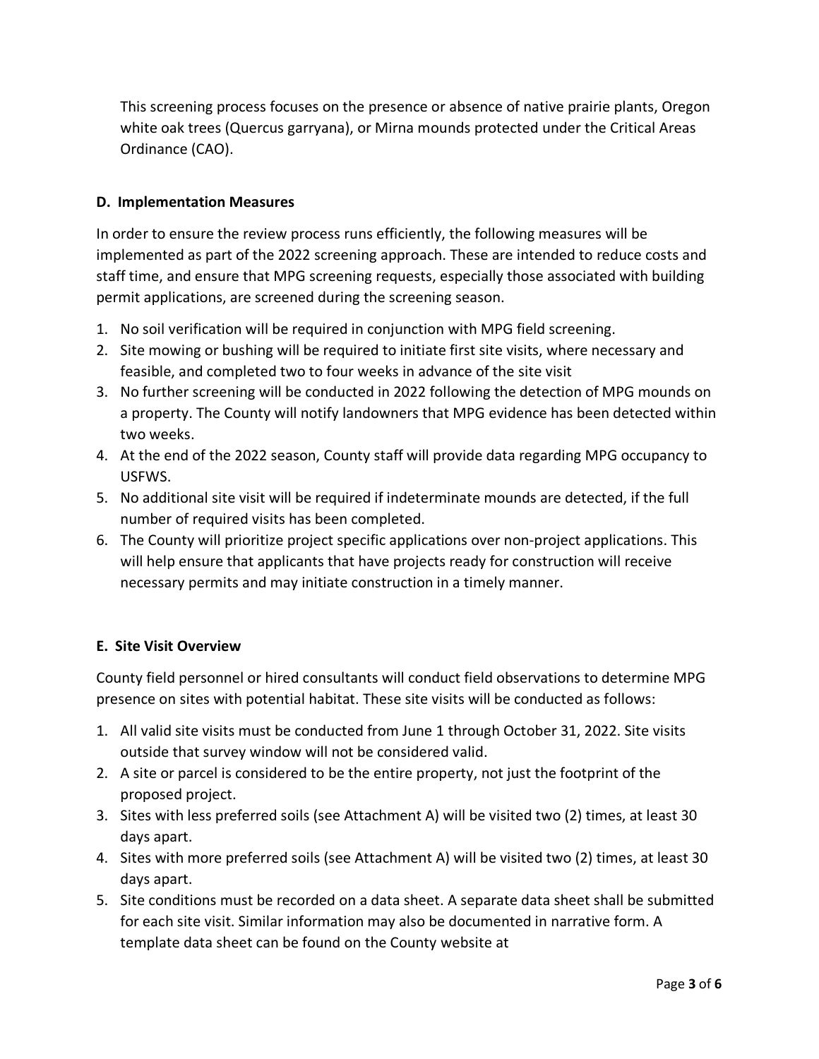This screening process focuses on the presence or absence of native prairie plants, Oregon white oak trees (Quercus garryana), or Mirna mounds protected under the Critical Areas Ordinance (CAO).

### D. Implementation Measures

In order to ensure the review process runs efficiently, the following measures will be implemented as part of the 2022 screening approach. These are intended to reduce costs and staff time, and ensure that MPG screening requests, especially those associated with building permit applications, are screened during the screening season.

1. No soil verification will be required in conjunction with MPG field screening.
2. Site mowing or bushing will be required to initiate first site visits, where necessary and feasible, and completed two to four weeks in advance of the site visit
3. No further screening will be conducted in 2022 following the detection of MPG mounds on a property. The County will notify landowners that MPG evidence has been detected within two weeks.
4. At the end of the 2022 season, County staff will provide data regarding MPG occupancy to USFWS.
5. No additional site visit will be required if indeterminate mounds are detected, if the full number of required visits has been completed.
6. The County will prioritize project specific applications over non-project applications. This will help ensure that applicants that have projects ready for construction will receive necessary permits and may initiate construction in a timely manner.

### E. Site Visit Overview

County field personnel or hired consultants will conduct field observations to determine MPG presence on sites with potential habitat. These site visits will be conducted as follows:

1. All valid site visits must be conducted from June 1 through October 31, 2022. Site visits outside that survey window will not be considered valid.
2. A site or parcel is considered to be the entire property, not just the footprint of the proposed project.
3. Sites with less preferred soils (see Attachment A) will be visited two (2) times, at least 30 days apart.
4. Sites with more preferred soils (see Attachment A) will be visited two (2) times, at least 30 days apart.
5. Site conditions must be recorded on a data sheet. A separate data sheet shall be submitted for each site visit. Similar information may also be documented in narrative form. A template data sheet can be found on the County website at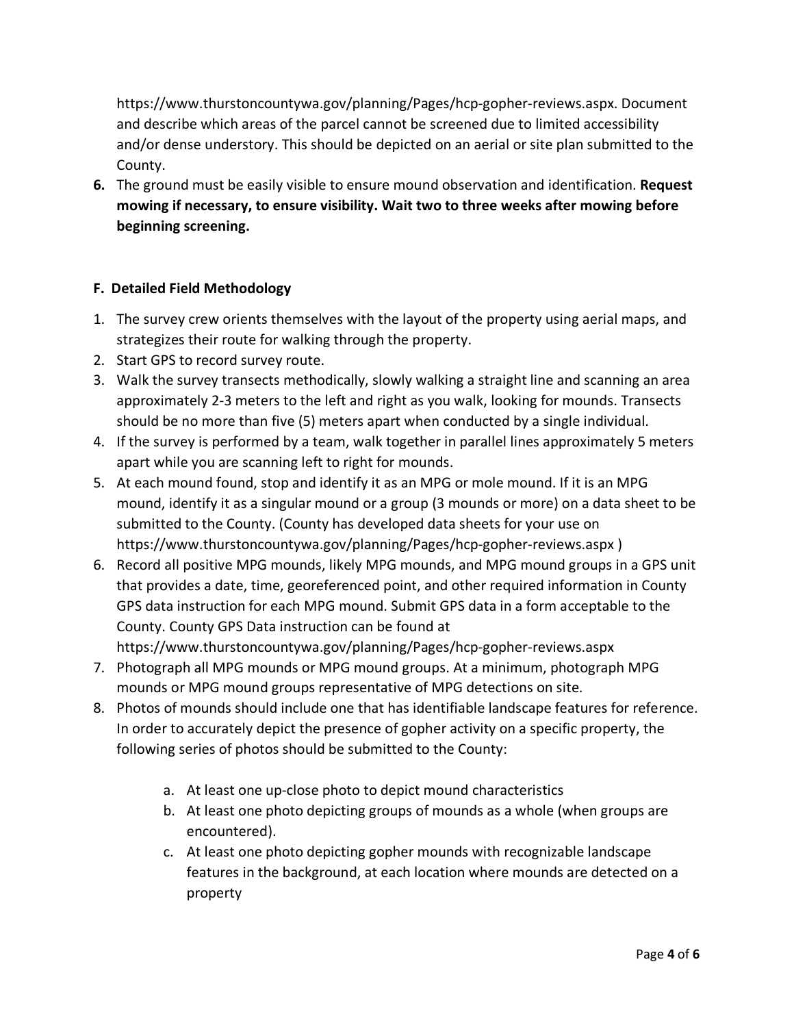https://www.thurstoncountywa.gov/planning/Pages/hcp-gopher-reviews.aspx. Document and describe which areas of the parcel cannot be screened due to limited accessibility and/or dense understory. This should be depicted on an aerial or site plan submitted to the County.

6. The ground must be easily visible to ensure mound observation and identification. **Request mowing if necessary, to ensure visibility. Wait two to three weeks after mowing before beginning screening.**

### F. Detailed Field Methodology

1. The survey crew orients themselves with the layout of the property using aerial maps, and strategizes their route for walking through the property.
2. Start GPS to record survey route.
3. Walk the survey transects methodically, slowly walking a straight line and scanning an area approximately 2-3 meters to the left and right as you walk, looking for mounds. Transects should be no more than five (5) meters apart when conducted by a single individual.
4. If the survey is performed by a team, walk together in parallel lines approximately 5 meters apart while you are scanning left to right for mounds.
5. At each mound found, stop and identify it as an MPG or mole mound. If it is an MPG mound, identify it as a singular mound or a group (3 mounds or more) on a data sheet to be submitted to the County. (County has developed data sheets for your use on https://www.thurstoncountywa.gov/planning/Pages/hcp-gopher-reviews.aspx )
6. Record all positive MPG mounds, likely MPG mounds, and MPG mound groups in a GPS unit that provides a date, time, georeferenced point, and other required information in County GPS data instruction for each MPG mound. Submit GPS data in a form acceptable to the County. County GPS Data instruction can be found at https://www.thurstoncountywa.gov/planning/Pages/hcp-gopher-reviews.aspx
7. Photograph all MPG mounds or MPG mound groups. At a minimum, photograph MPG mounds or MPG mound groups representative of MPG detections on site.
8. Photos of mounds should include one that has identifiable landscape features for reference. In order to accurately depict the presence of gopher activity on a specific property, the following series of photos should be submitted to the County:
   a. At least one up-close photo to depict mound characteristics
   b. At least one photo depicting groups of mounds as a whole (when groups are encountered).
   c. At least one photo depicting gopher mounds with recognizable landscape features in the background, at each location where mounds are detected on a property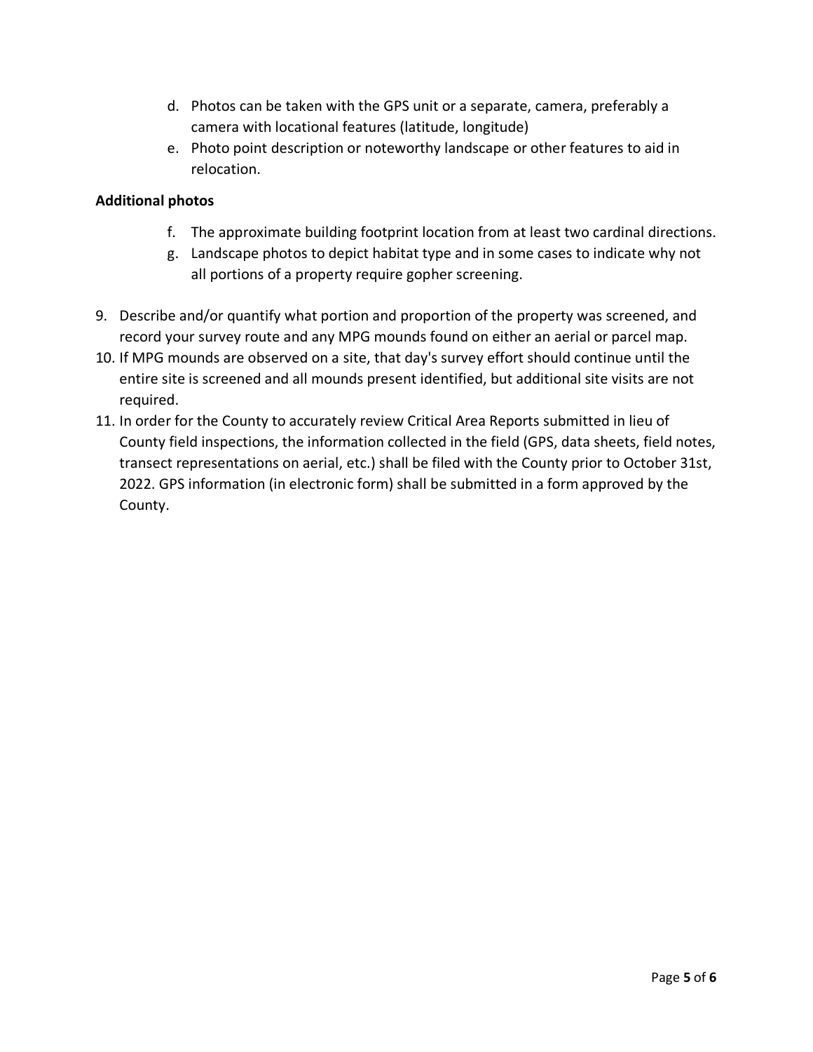d. Photos can be taken with the GPS unit or a separate, camera, preferably a camera with locational features (latitude, longitude)
e. Photo point description or noteworthy landscape or other features to aid in relocation.

**Additional photos**

f. The approximate building footprint location from at least two cardinal directions.
g. Landscape photos to depict habitat type and in some cases to indicate why not all portions of a property require gopher screening.

9. Describe and/or quantify what portion and proportion of the property was screened, and record your survey route and any MPG mounds found on either an aerial or parcel map.
10. If MPG mounds are observed on a site, that day's survey effort should continue until the entire site is screened and all mounds present identified, but additional site visits are not required.
11. In order for the County to accurately review Critical Area Reports submitted in lieu of County field inspections, the information collected in the field (GPS, data sheets, field notes, transect representations on aerial, etc.) shall be filed with the County prior to October 31st, 2022. GPS information (in electronic form) shall be submitted in a form approved by the County.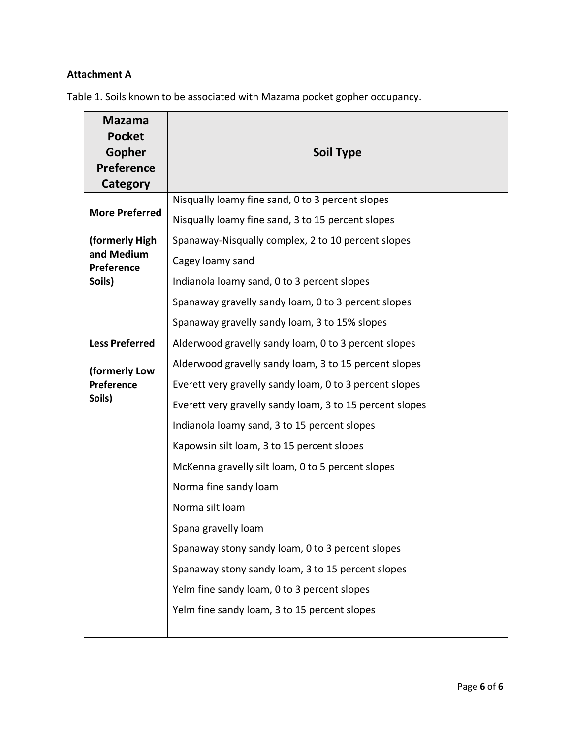**Attachment A**

Table 1. Soils known to be associated with Mazama pocket gopher occupancy.

| Mazama Pocket Gopher Preference Category | Soil Type |
|---|---|
| **More Preferred (formerly High and Medium Preference Soils)** | Nisqually loamy fine sand, 0 to 3 percent slopes |
| | Nisqually loamy fine sand, 3 to 15 percent slopes |
| | Spanaway-Nisqually complex, 2 to 10 percent slopes |
| | Cagey loamy sand |
| | Indianola loamy sand, 0 to 3 percent slopes |
| | Spanaway gravelly sandy loam, 0 to 3 percent slopes |
| | Spanaway gravelly sandy loam, 3 to 15% slopes |
| **Less Preferred (formerly Low Preference Soils)** | Alderwood gravelly sandy loam, 0 to 3 percent slopes |
| | Alderwood gravelly sandy loam, 3 to 15 percent slopes |
| | Everett very gravelly sandy loam, 0 to 3 percent slopes |
| | Everett very gravelly sandy loam, 3 to 15 percent slopes |
| | Indianola loamy sand, 3 to 15 percent slopes |
| | Kapowsin silt loam, 3 to 15 percent slopes |
| | McKenna gravelly silt loam, 0 to 5 percent slopes |
| | Norma fine sandy loam |
| | Norma silt loam |
| | Spana gravelly loam |
| | Spanaway stony sandy loam, 0 to 3 percent slopes |
| | Spanaway stony sandy loam, 3 to 15 percent slopes |
| | Yelm fine sandy loam, 0 to 3 percent slopes |
| | Yelm fine sandy loam, 3 to 15 percent slopes |